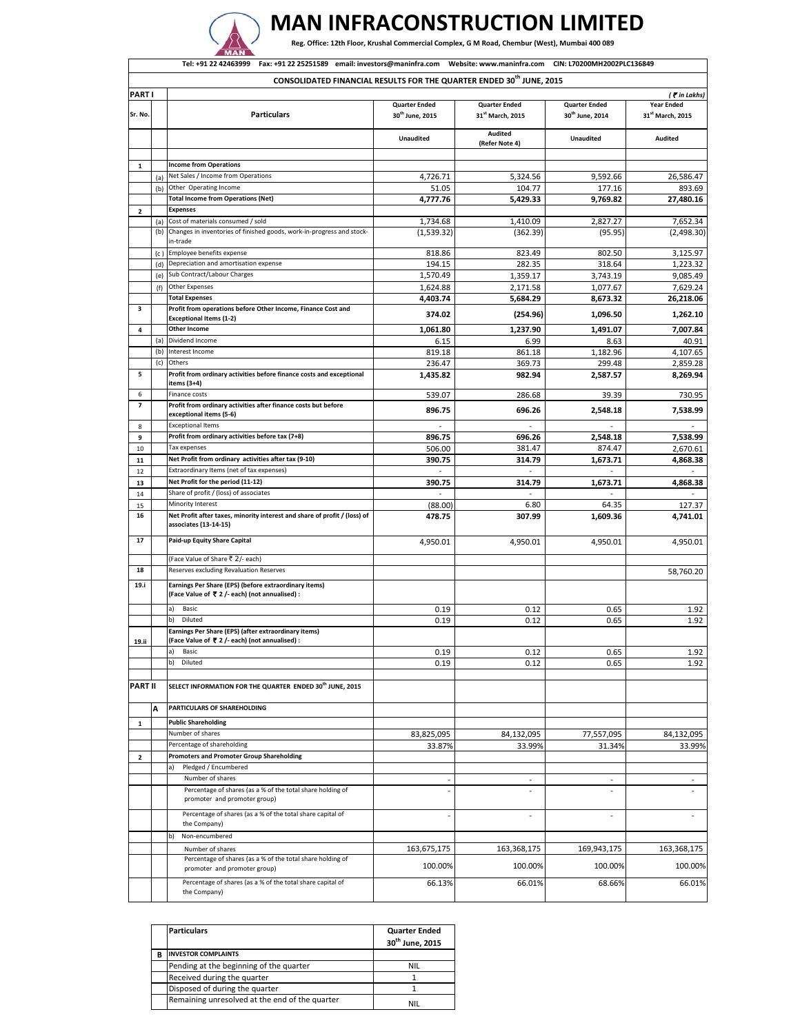# MAN INFRACONSTRUCTION LIMITED

**Reg. Office: 12th Floor, Krushal Commercial Complex, G M Road, Chembur (West), Mumbai 400 089**

Tel: +91 22 42463999 Fax: +91 22 25251589 email: investors@maninfra.com Website: www.maninfra.com CIN: L70200MH2002PLC136849

## CONSOLIDATED FINANCIAL RESULTS FOR THE QUARTER ENDED 30th JUNE, 2015

| PART I | | | | | | (₹ in Lakhs) |
|---|---|---|---|---|---|---|
| Sr. No. | | Particulars | Quarter Ended 30th June, 2015 | Quarter Ended 31st March, 2015 | Quarter Ended 30th June, 2014 | Year Ended 31st March, 2015 |
| | | | Unaudited | Audited (Refer Note 4) | Unaudited | Audited |
| 1 | | **Income from Operations** | | | | |
| | (a) | Net Sales / Income from Operations | 4,726.71 | 5,324.56 | 9,592.66 | 26,586.47 |
| | (b) | Other Operating Income | 51.05 | 104.77 | 177.16 | 893.69 |
| | | **Total Income from Operations (Net)** | **4,777.76** | **5,429.33** | **9,769.82** | **27,480.16** |
| 2 | | **Expenses** | | | | |
| | (a) | Cost of materials consumed / sold | 1,734.68 | 1,410.09 | 2,827.27 | 7,652.34 |
| | (b) | Changes in inventories of finished goods, work-in-progress and stock-in-trade | (1,539.32) | (362.39) | (95.95) | (2,498.30) |
| | (c) | Employee benefits expense | 818.86 | 823.49 | 802.50 | 3,125.97 |
| | (d) | Depreciation and amortisation expense | 194.15 | 282.35 | 318.64 | 1,223.32 |
| | (e) | Sub Contract/Labour Charges | 1,570.49 | 1,359.17 | 3,743.19 | 9,085.49 |
| | (f) | Other Expenses | 1,624.88 | 2,171.58 | 1,077.67 | 7,629.24 |
| | | **Total Expenses** | **4,403.74** | **5,684.29** | **8,673.32** | **26,218.06** |
| 3 | | **Profit from operations before Other Income, Finance Cost and Exceptional Items (1-2)** | **374.02** | **(254.96)** | **1,096.50** | **1,262.10** |
| 4 | | **Other Income** | **1,061.80** | **1,237.90** | **1,491.07** | **7,007.84** |
| | (a) | Dividend Income | 6.15 | 6.99 | 8.63 | 40.91 |
| | (b) | Interest Income | 819.18 | 861.18 | 1,182.96 | 4,107.65 |
| | (c) | Others | 236.47 | 369.73 | 299.48 | 2,859.28 |
| 5 | | **Profit from ordinary activities before finance costs and exceptional items (3+4)** | **1,435.82** | **982.94** | **2,587.57** | **8,269.94** |
| 6 | | Finance costs | 539.07 | 286.68 | 39.39 | 730.95 |
| 7 | | **Profit from ordinary activities after finance costs but before exceptional items (5-6)** | **896.75** | **696.26** | **2,548.18** | **7,538.99** |
| 8 | | Exceptional Items | - | - | - | - |
| 9 | | **Profit from ordinary activities before tax (7+8)** | **896.75** | **696.26** | **2,548.18** | **7,538.99** |
| 10 | | Tax expenses | 506.00 | 381.47 | 874.47 | 2,670.61 |
| 11 | | **Net Profit from ordinary activities after tax (9-10)** | **390.75** | **314.79** | **1,673.71** | **4,868.38** |
| 12 | | Extraordinary Items (net of tax expenses) | - | - | - | - |
| 13 | | **Net Profit for the period (11-12)** | **390.75** | **314.79** | **1,673.71** | **4,868.38** |
| 14 | | Share of profit / (loss) of associates | - | - | - | - |
| 15 | | Minority Interest | (88.00) | 6.80 | 64.35 | 127.37 |
| 16 | | **Net Profit after taxes, minority interest and share of profit / (loss) of associates (13-14-15)** | **478.75** | **307.99** | **1,609.36** | **4,741.01** |
| 17 | | **Paid-up Equity Share Capital** | 4,950.01 | 4,950.01 | 4,950.01 | 4,950.01 |
| | | (Face Value of Share ₹ 2/- each) | | | | |
| 18 | | Reserves excluding Revaluation Reserves | | | | 58,760.20 |
| 19.i | | **Earnings Per Share (EPS) (before extraordinary items) (Face Value of ₹ 2 /- each) (not annualised) :** | | | | |
| | | a) Basic | 0.19 | 0.12 | 0.65 | 1.92 |
| | | b) Diluted | 0.19 | 0.12 | 0.65 | 1.92 |
| 19.ii | | **Earnings Per Share (EPS) (after extraordinary items) (Face Value of ₹ 2 /- each) (not annualised) :** | | | | |
| | | a) Basic | 0.19 | 0.12 | 0.65 | 1.92 |
| | | b) Diluted | 0.19 | 0.12 | 0.65 | 1.92 |
| **PART II** | | **SELECT INFORMATION FOR THE QUARTER ENDED 30th JUNE, 2015** | | | | |
| | **A** | **PARTICULARS OF SHAREHOLDING** | | | | |
| 1 | | **Public Shareholding** | | | | |
| | | Number of shares | 83,825,095 | 84,132,095 | 77,557,095 | 84,132,095 |
| | | Percentage of shareholding | 33.87% | 33.99% | 31.34% | 33.99% |
| 2 | | **Promoters and Promoter Group Shareholding** | | | | |
| | | a) Pledged / Encumbered | | | | |
| | | Number of shares | - | - | - | - |
| | | Percentage of shares (as a % of the total share holding of promoter and promoter group) | - | - | - | - |
| | | Percentage of shares (as a % of the total share capital of the Company) | - | - | - | - |
| | | b) Non-encumbered | | | | |
| | | Number of shares | 163,675,175 | 163,368,175 | 169,943,175 | 163,368,175 |
| | | Percentage of shares (as a % of the total share holding of promoter and promoter group) | 100.00% | 100.00% | 100.00% | 100.00% |
| | | Percentage of shares (as a % of the total share capital of the Company) | 66.13% | 66.01% | 68.66% | 66.01% |

| | Particulars | Quarter Ended 30th June, 2015 |
|---|---|---|
| **B** | **INVESTOR COMPLAINTS** | |
| | Pending at the beginning of the quarter | NIL |
| | Received during the quarter | 1 |
| | Disposed of during the quarter | 1 |
| | Remaining unresolved at the end of the quarter | NIL |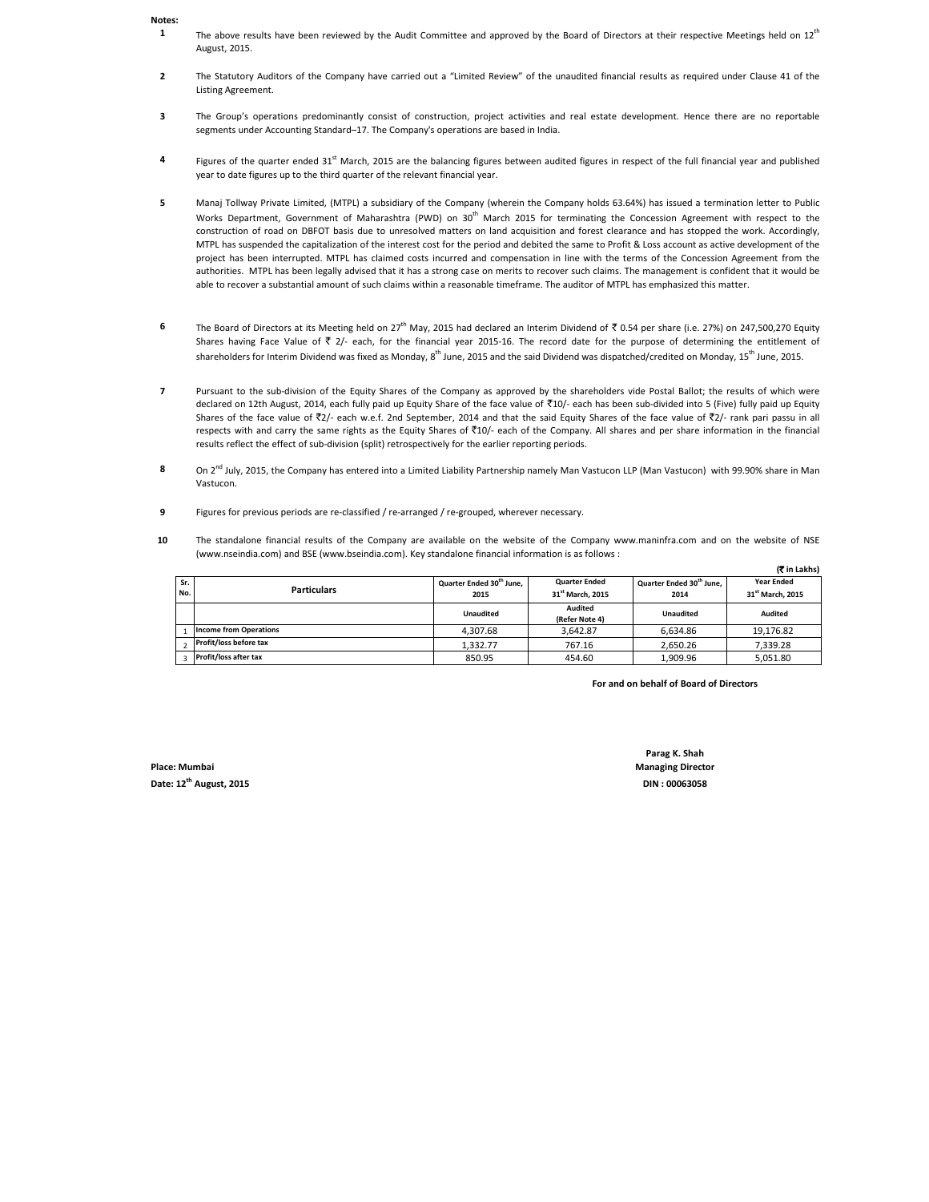**Notes:**

1. The above results have been reviewed by the Audit Committee and approved by the Board of Directors at their respective Meetings held on 12th August, 2015.

2. The Statutory Auditors of the Company have carried out a "Limited Review" of the unaudited financial results as required under Clause 41 of the Listing Agreement.

3. The Group's operations predominantly consist of construction, project activities and real estate development. Hence there are no reportable segments under Accounting Standard–17. The Company's operations are based in India.

4. Figures of the quarter ended 31st March, 2015 are the balancing figures between audited figures in respect of the full financial year and published year to date figures up to the third quarter of the relevant financial year.

5. Manaj Tollway Private Limited, (MTPL) a subsidiary of the Company (wherein the Company holds 63.64%) has issued a termination letter to Public Works Department, Government of Maharashtra (PWD) on 30th March 2015 for terminating the Concession Agreement with respect to the construction of road on DBFOT basis due to unresolved matters on land acquisition and forest clearance and has stopped the work. Accordingly, MTPL has suspended the capitalization of the interest cost for the period and debited the same to Profit & Loss account as active development of the project has been interrupted. MTPL has claimed costs incurred and compensation in line with the terms of the Concession Agreement from the authorities. MTPL has been legally advised that it has a strong case on merits to recover such claims. The management is confident that it would be able to recover a substantial amount of such claims within a reasonable timeframe. The auditor of MTPL has emphasized this matter.

6. The Board of Directors at its Meeting held on 27th May, 2015 had declared an Interim Dividend of ₹ 0.54 per share (i.e. 27%) on 247,500,270 Equity Shares having Face Value of ₹ 2/- each, for the financial year 2015-16. The record date for the purpose of determining the entitlement of shareholders for Interim Dividend was fixed as Monday, 8th June, 2015 and the said Dividend was dispatched/credited on Monday, 15th June, 2015.

7. Pursuant to the sub-division of the Equity Shares of the Company as approved by the shareholders vide Postal Ballot; the results of which were declared on 12th August, 2014, each fully paid up Equity Share of the face value of ₹10/- each has been sub-divided into 5 (Five) fully paid up Equity Shares of the face value of ₹2/- each w.e.f. 2nd September, 2014 and that the said Equity Shares of the face value of ₹2/- rank pari passu in all respects with and carry the same rights as the Equity Shares of ₹10/- each of the Company. All shares and per share information in the financial results reflect the effect of sub-division (split) retrospectively for the earlier reporting periods.

8. On 2nd July, 2015, the Company has entered into a Limited Liability Partnership namely Man Vastucon LLP (Man Vastucon) with 99.90% share in Man Vastucon.

9. Figures for previous periods are re-classified / re-arranged / re-grouped, wherever necessary.

10. The standalone financial results of the Company are available on the website of the Company www.maninfra.com and on the website of NSE (www.nseindia.com) and BSE (www.bseindia.com). Key standalone financial information is as follows :

**(₹ in Lakhs)**

| Sr. No. | Particulars | Quarter Ended 30th June, 2015 | Quarter Ended 31st March, 2015 | Quarter Ended 30th June, 2014 | Year Ended 31st March, 2015 |
|---|---|---|---|---|---|
| | | Unaudited | Audited (Refer Note 4) | Unaudited | Audited |
| 1 | Income from Operations | 4,307.68 | 3,642.87 | 6,634.86 | 19,176.82 |
| 2 | Profit/loss before tax | 1,332.77 | 767.16 | 2,650.26 | 7,339.28 |
| 3 | Profit/loss after tax | 850.95 | 454.60 | 1,909.96 | 5,051.80 |

**For and on behalf of Board of Directors**

**Parag K. Shah**
**Managing Director**
**DIN : 00063058**

**Place: Mumbai**
**Date: 12th August, 2015**